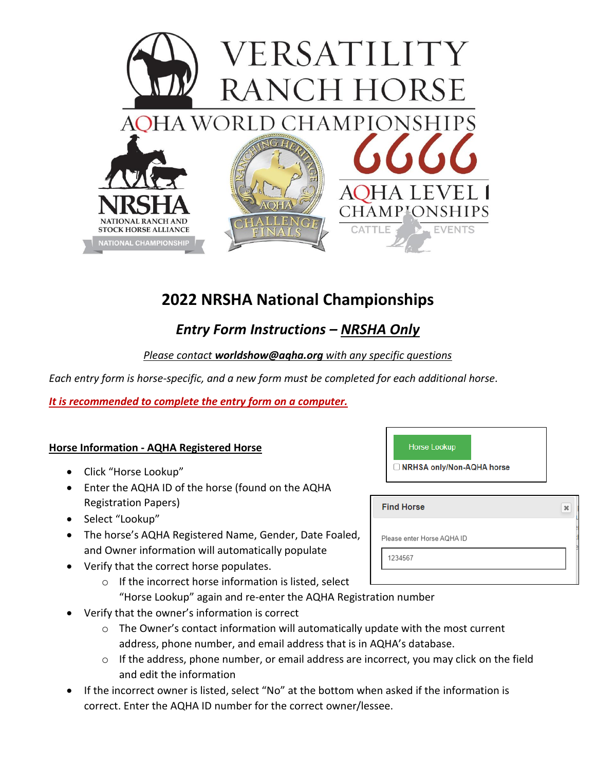# 2022 NRSHA National Championships

## *Entry Form Instructions – NRSHA Only*

*Please contact **worldshow@aqha.org** with any specific questions*

*Each entry form is horse-specific, and a new form must be completed for each additional horse.*

***It is recommended to complete the entry form on a computer.***

### Horse Information - AQHA Registered Horse

- Click "Horse Lookup"
- Enter the AQHA ID of the horse (found on the AQHA Registration Papers)
- Select "Lookup"
- The horse's AQHA Registered Name, Gender, Date Foaled, and Owner information will automatically populate
- Verify that the correct horse populates.
  - If the incorrect horse information is listed, select "Horse Lookup" again and re-enter the AQHA Registration number
- Verify that the owner's information is correct
  - The Owner's contact information will automatically update with the most current address, phone number, and email address that is in AQHA's database.
  - If the address, phone number, or email address are incorrect, you may click on the field and edit the information
- If the incorrect owner is listed, select "No" at the bottom when asked if the information is correct. Enter the AQHA ID number for the correct owner/lessee.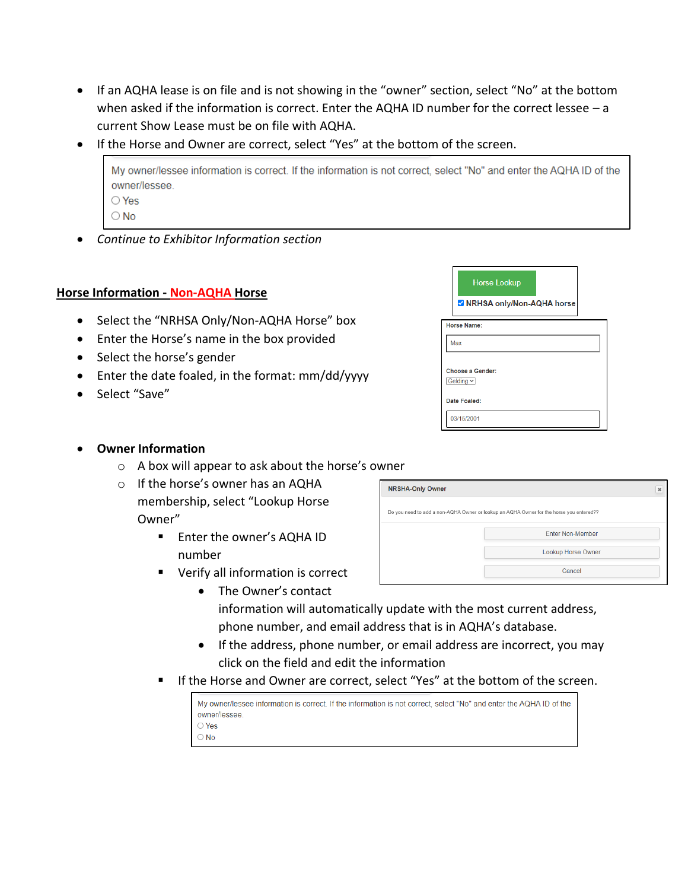- If an AQHA lease is on file and is not showing in the "owner" section, select "No" at the bottom when asked if the information is correct. Enter the AQHA ID number for the correct lessee – a current Show Lease must be on file with AQHA.
- If the Horse and Owner are correct, select "Yes" at the bottom of the screen.

> My owner/lessee information is correct. If the information is not correct, select "No" and enter the AQHA ID of the owner/lessee.
> ○ Yes
> ○ No

- *Continue to Exhibitor Information section*

## Horse Information - Non-AQHA Horse

> Horse Lookup
> ☑ NRHSA only/Non-AQHA horse

- Select the "NRHSA Only/Non-AQHA Horse" box
- Enter the Horse's name in the box provided
- Select the horse's gender
- Enter the date foaled, in the format: mm/dd/yyyy
- Select "Save"

> Horse Name: Max
> Choose a Gender: Gelding
> Date Foaled: 03/15/2001

- **Owner Information**
  - A box will appear to ask about the horse's owner
  - If the horse's owner has an AQHA membership, select "Lookup Horse Owner"
    - Enter the owner's AQHA ID number
    - Verify all information is correct
      - The Owner's contact information will automatically update with the most current address, phone number, and email address that is in AQHA's database.
      - If the address, phone number, or email address are incorrect, you may click on the field and edit the information
    - If the Horse and Owner are correct, select "Yes" at the bottom of the screen.

> NRSHA-Only Owner
> Do you need to add a non-AQHA Owner or lookup an AQHA Owner for the horse you entered??
> Enter Non-Member
> Lookup Horse Owner
> Cancel

> My owner/lessee information is correct. If the information is not correct, select "No" and enter the AQHA ID of the owner/lessee.
> ○ Yes
> ○ No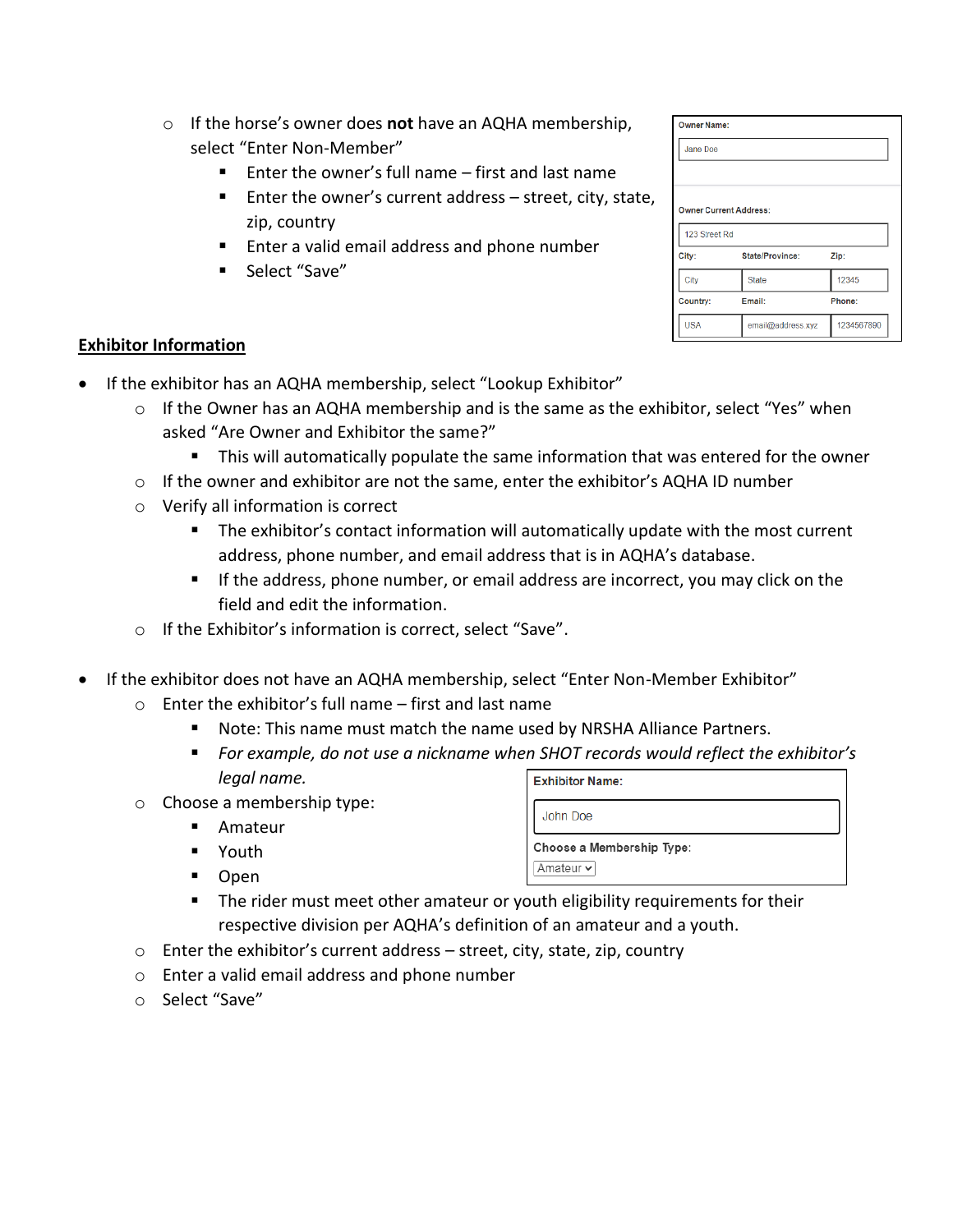- If the horse's owner does **not** have an AQHA membership, select "Enter Non-Member"
  - Enter the owner's full name – first and last name
  - Enter the owner's current address – street, city, state, zip, country
  - Enter a valid email address and phone number
  - Select "Save"

| Owner Name: | | |
|---|---|---|
| Jane Doe | | |
| Owner Current Address: | | |
| 123 Street Rd | | |
| City: | State/Province: | Zip: |
| City | State | 12345 |
| Country: | Email: | Phone: |
| USA | email@address.xyz | 1234567890 |

**Exhibitor Information**

- If the exhibitor has an AQHA membership, select "Lookup Exhibitor"
  - If the Owner has an AQHA membership and is the same as the exhibitor, select "Yes" when asked "Are Owner and Exhibitor the same?"
    - This will automatically populate the same information that was entered for the owner
  - If the owner and exhibitor are not the same, enter the exhibitor's AQHA ID number
  - Verify all information is correct
    - The exhibitor's contact information will automatically update with the most current address, phone number, and email address that is in AQHA's database.
    - If the address, phone number, or email address are incorrect, you may click on the field and edit the information.
  - If the Exhibitor's information is correct, select "Save".

- If the exhibitor does not have an AQHA membership, select "Enter Non-Member Exhibitor"
  - Enter the exhibitor's full name – first and last name
    - Note: This name must match the name used by NRSHA Alliance Partners.
    - *For example, do not use a nickname when SHOT records would reflect the exhibitor's legal name.*
  - Choose a membership type:
    - Amateur
    - Youth
    - Open
    - The rider must meet other amateur or youth eligibility requirements for their respective division per AQHA's definition of an amateur and a youth.
  - Enter the exhibitor's current address – street, city, state, zip, country
  - Enter a valid email address and phone number
  - Select "Save"

| Exhibitor Name: |
|---|
| John Doe |
| Choose a Membership Type: |
| Amateur |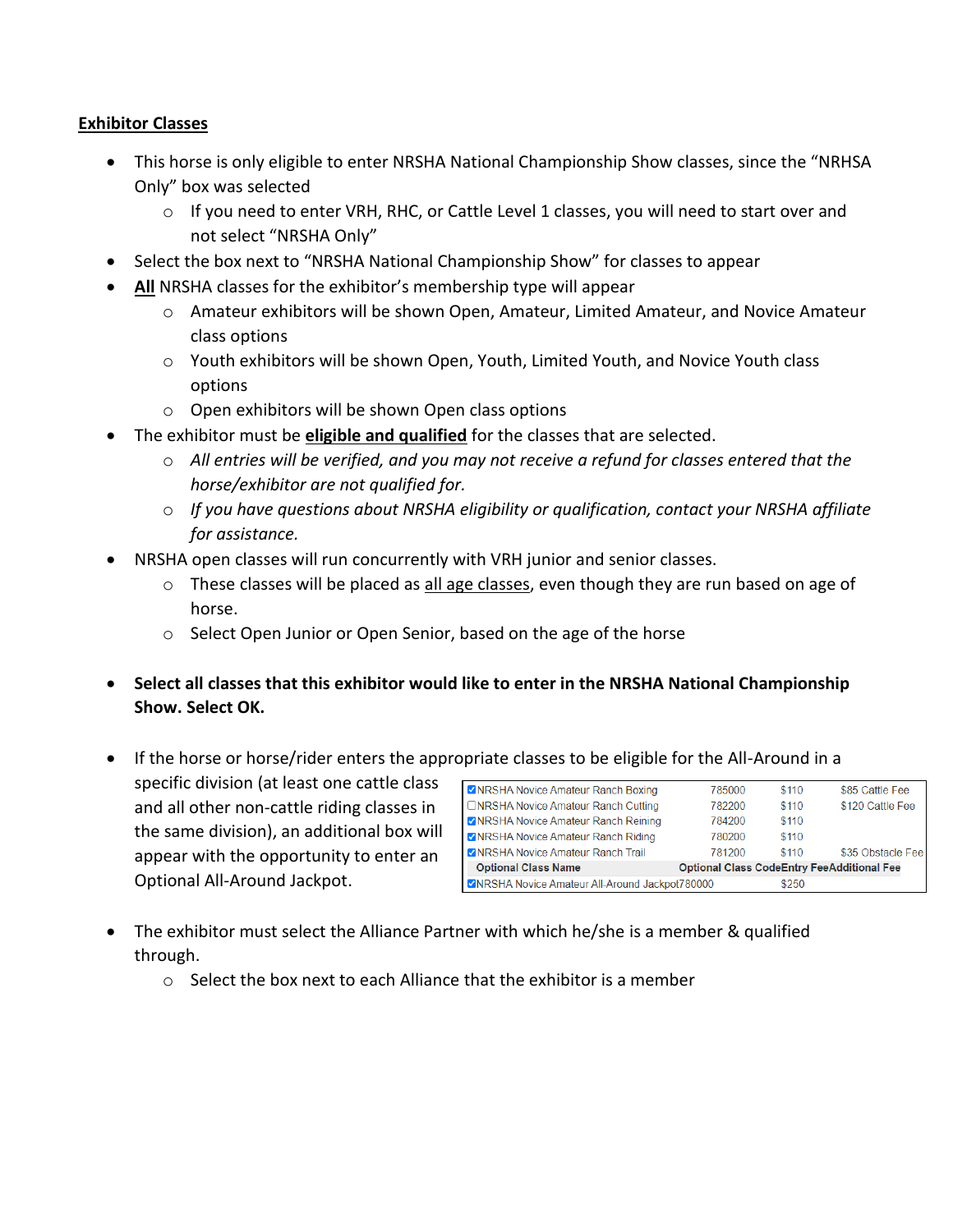**<u>Exhibitor Classes</u>**

- This horse is only eligible to enter NRSHA National Championship Show classes, since the "NRHSA Only" box was selected
  - If you need to enter VRH, RHC, or Cattle Level 1 classes, you will need to start over and not select "NRSHA Only"
- Select the box next to "NRSHA National Championship Show" for classes to appear
- **<u>All</u>** NRSHA classes for the exhibitor's membership type will appear
  - Amateur exhibitors will be shown Open, Amateur, Limited Amateur, and Novice Amateur class options
  - Youth exhibitors will be shown Open, Youth, Limited Youth, and Novice Youth class options
  - Open exhibitors will be shown Open class options
- The exhibitor must be **<u>eligible and qualified</u>** for the classes that are selected.
  - *All entries will be verified, and you may not receive a refund for classes entered that the horse/exhibitor are not qualified for.*
  - *If you have questions about NRSHA eligibility or qualification, contact your NRSHA affiliate for assistance.*
- NRSHA open classes will run concurrently with VRH junior and senior classes.
  - These classes will be placed as <u>all age classes</u>, even though they are run based on age of horse.
  - Select Open Junior or Open Senior, based on the age of the horse

- **Select all classes that this exhibitor would like to enter in the NRSHA National Championship Show. Select OK.**

- If the horse or horse/rider enters the appropriate classes to be eligible for the All-Around in a specific division (at least one cattle class and all other non-cattle riding classes in the same division), an additional box will appear with the opportunity to enter an Optional All-Around Jackpot.

| Class | Code | Entry Fee | Additional Fee |
|---|---|---|---|
| ☑ NRSHA Novice Amateur Ranch Boxing | 785000 | $110 | $85 Cattle Fee |
| ☐ NRSHA Novice Amateur Ranch Cutting | 782200 | $110 | $120 Cattle Fee |
| ☑ NRSHA Novice Amateur Ranch Reining | 784200 | $110 | |
| ☑ NRSHA Novice Amateur Ranch Riding | 780200 | $110 | |
| ☑ NRSHA Novice Amateur Ranch Trail | 781200 | $110 | $35 Obstacle Fee |
| **Optional Class Name** | **Optional Class Code** | **Entry Fee** | **Additional Fee** |
| ☑ NRSHA Novice Amateur All-Around Jackpot | 780000 | $250 | |

- The exhibitor must select the Alliance Partner with which he/she is a member & qualified through.
  - Select the box next to each Alliance that the exhibitor is a member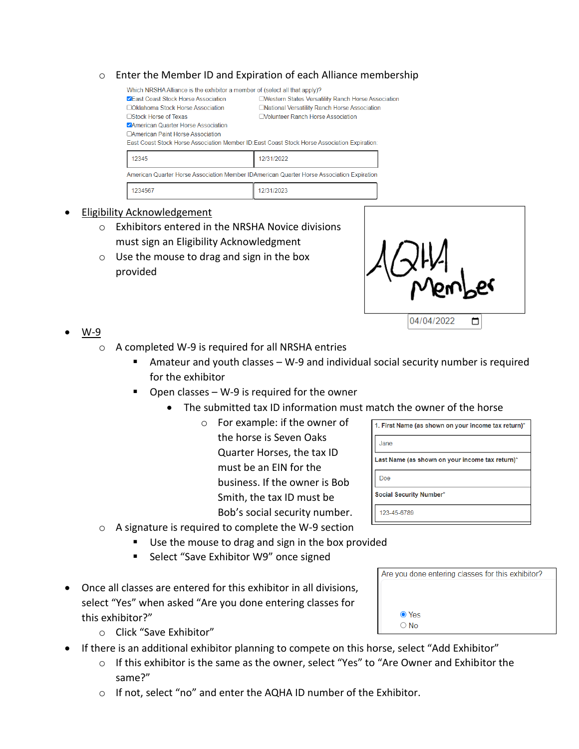- Enter the Member ID and Expiration of each Alliance membership

Which NRSHA Alliance is the exhibitor a member of (select all that apply)?

- [x] East Coast Stock Horse Association
- [ ] Western States Versatility Ranch Horse Association
- [ ] Oklahoma Stock Horse Association
- [ ] National Versatility Ranch Horse Association
- [ ] Stock Horse of Texas
- [ ] Volunteer Ranch Horse Association
- [x] American Quarter Horse Association
- [ ] American Paint Horse Association

| East Coast Stock Horse Association Member ID: | East Coast Stock Horse Association Expiration |
| --- | --- |
| 12345 | 12/31/2022 |

| American Quarter Horse Association Member ID | American Quarter Horse Association Expiration |
| --- | --- |
| 1234567 | 12/31/2023 |

- Eligibility Acknowledgement
  - Exhibitors entered in the NRSHA Novice divisions must sign an Eligibility Acknowledgment
  - Use the mouse to drag and sign in the box provided

AQHA Member

04/04/2022

- W-9
  - A completed W-9 is required for all NRSHA entries
    - Amateur and youth classes – W-9 and individual social security number is required for the exhibitor
    - Open classes – W-9 is required for the owner
      - The submitted tax ID information must match the owner of the horse
        - For example: if the owner of the horse is Seven Oaks Quarter Horses, the tax ID must be an EIN for the business. If the owner is Bob Smith, the tax ID must be Bob's social security number.

| 1. First Name (as shown on your income tax return)* |
| --- |
| Jane |
| Last Name (as shown on your income tax return)* |
| Doe |
| Social Security Number* |
| 123-45-6789 |

  - A signature is required to complete the W-9 section
    - Use the mouse to drag and sign in the box provided
    - Select "Save Exhibitor W9" once signed

- Once all classes are entered for this exhibitor in all divisions, select "Yes" when asked "Are you done entering classes for this exhibitor?"
  - Click "Save Exhibitor"

Are you done entering classes for this exhibitor?

- (•) Yes
- ( ) No

- If there is an additional exhibitor planning to compete on this horse, select "Add Exhibitor"
  - If this exhibitor is the same as the owner, select "Yes" to "Are Owner and Exhibitor the same?"
  - If not, select "no" and enter the AQHA ID number of the Exhibitor.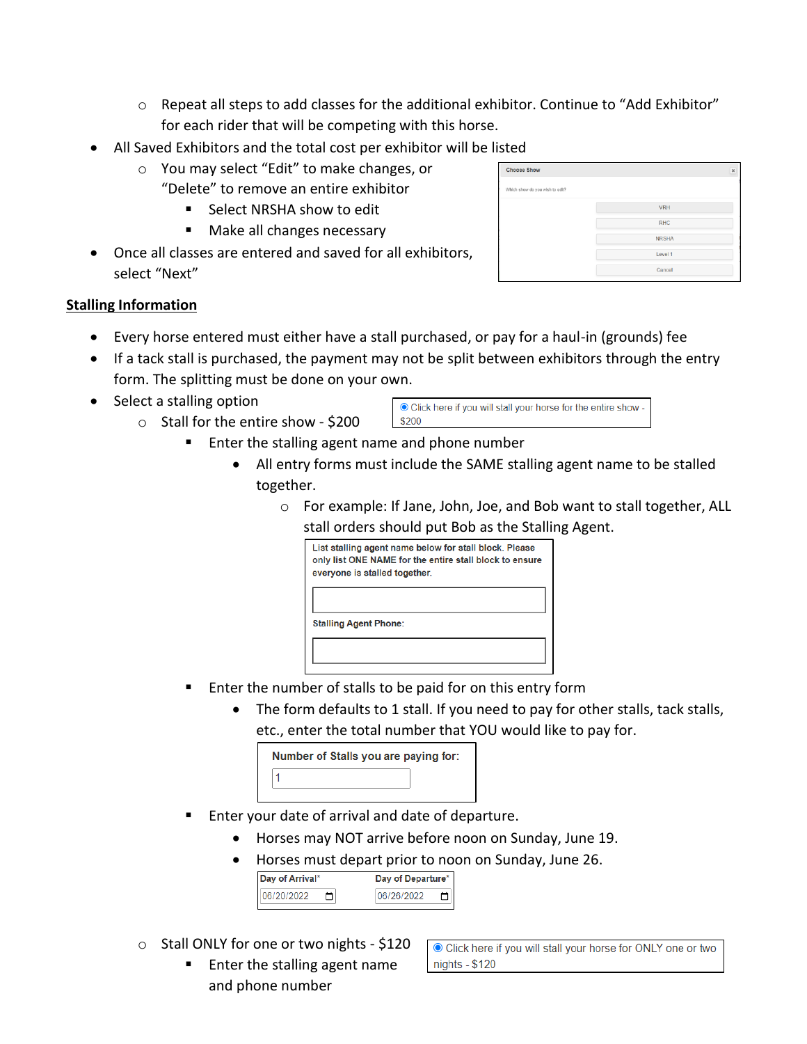- Repeat all steps to add classes for the additional exhibitor. Continue to "Add Exhibitor" for each rider that will be competing with this horse.

- All Saved Exhibitors and the total cost per exhibitor will be listed
  - You may select "Edit" to make changes, or "Delete" to remove an entire exhibitor
    - Select NRSHA show to edit
    - Make all changes necessary

Choose Show

Which show do you wish to edit?

VRH

RHC

NRSHA

Level 1

Cancel

- Once all classes are entered and saved for all exhibitors, select "Next"

## Stalling Information

- Every horse entered must either have a stall purchased, or pay for a haul-in (grounds) fee
- If a tack stall is purchased, the payment may not be split between exhibitors through the entry form. The splitting must be done on your own.
- Select a stalling option

  Click here if you will stall your horse for the entire show - $200

  - Stall for the entire show - $200
    - Enter the stalling agent name and phone number
      - All entry forms must include the SAME stalling agent name to be stalled together.
        - For example: If Jane, John, Joe, and Bob want to stall together, ALL stall orders should put Bob as the Stalling Agent.

          List stalling agent name below for stall block. Please only list ONE NAME for the entire stall block to ensure everyone is stalled together.

          Stalling Agent Phone:

    - Enter the number of stalls to be paid for on this entry form
      - The form defaults to 1 stall. If you need to pay for other stalls, tack stalls, etc., enter the total number that YOU would like to pay for.

        Number of Stalls you are paying for:

        1

    - Enter your date of arrival and date of departure.
      - Horses may NOT arrive before noon on Sunday, June 19.
      - Horses must depart prior to noon on Sunday, June 26.

        Day of Arrival* 06/20/2022

        Day of Departure* 06/26/2022

  - Stall ONLY for one or two nights - $120

    Click here if you will stall your horse for ONLY one or two nights - $120

    - Enter the stalling agent name and phone number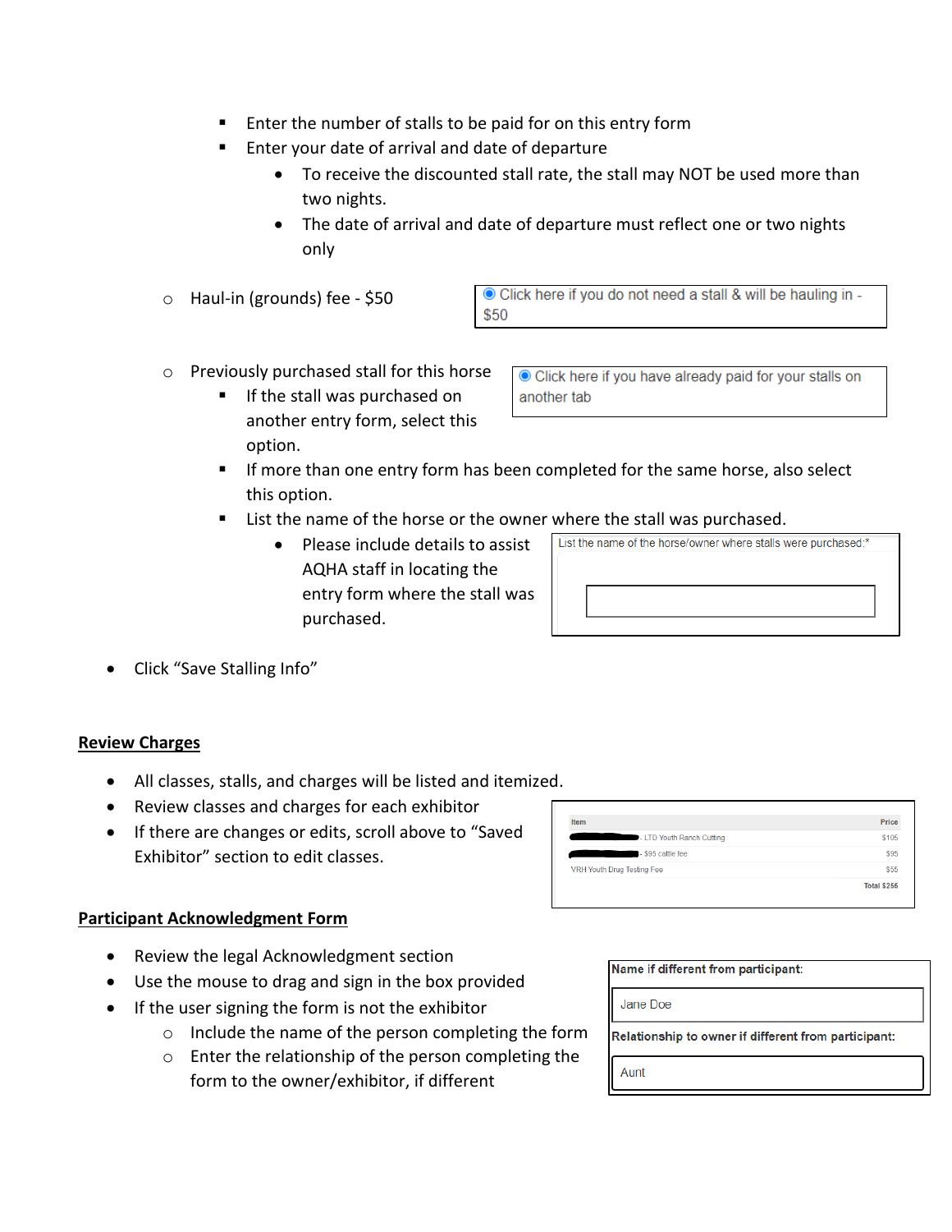- Enter the number of stalls to be paid for on this entry form
- Enter your date of arrival and date of departure
  - To receive the discounted stall rate, the stall may NOT be used more than two nights.
  - The date of arrival and date of departure must reflect one or two nights only

- Haul-in (grounds) fee - $50

  Click here if you do not need a stall & will be hauling in - $50

- Previously purchased stall for this horse

  Click here if you have already paid for your stalls on another tab

  - If the stall was purchased on another entry form, select this option.
  - If more than one entry form has been completed for the same horse, also select this option.
  - List the name of the horse or the owner where the stall was purchased.
    - Please include details to assist AQHA staff in locating the entry form where the stall was purchased.

  List the name of the horse/owner where stalls were purchased:*

- Click "Save Stalling Info"

## Review Charges

- All classes, stalls, and charges will be listed and itemized.
- Review classes and charges for each exhibitor
- If there are changes or edits, scroll above to "Saved Exhibitor" section to edit classes.

| Item | Price |
|---|---|
| - LTD Youth Ranch Cutting | $105 |
| - $95 cattle fee | $95 |
| VRH Youth Drug Testing Fee | $55 |
| | Total $255 |

## Participant Acknowledgment Form

- Review the legal Acknowledgment section
- Use the mouse to drag and sign in the box provided
- If the user signing the form is not the exhibitor
  - Include the name of the person completing the form
  - Enter the relationship of the person completing the form to the owner/exhibitor, if different

**Name if different from participant:**

Jane Doe

**Relationship to owner if different from participant:**

Aunt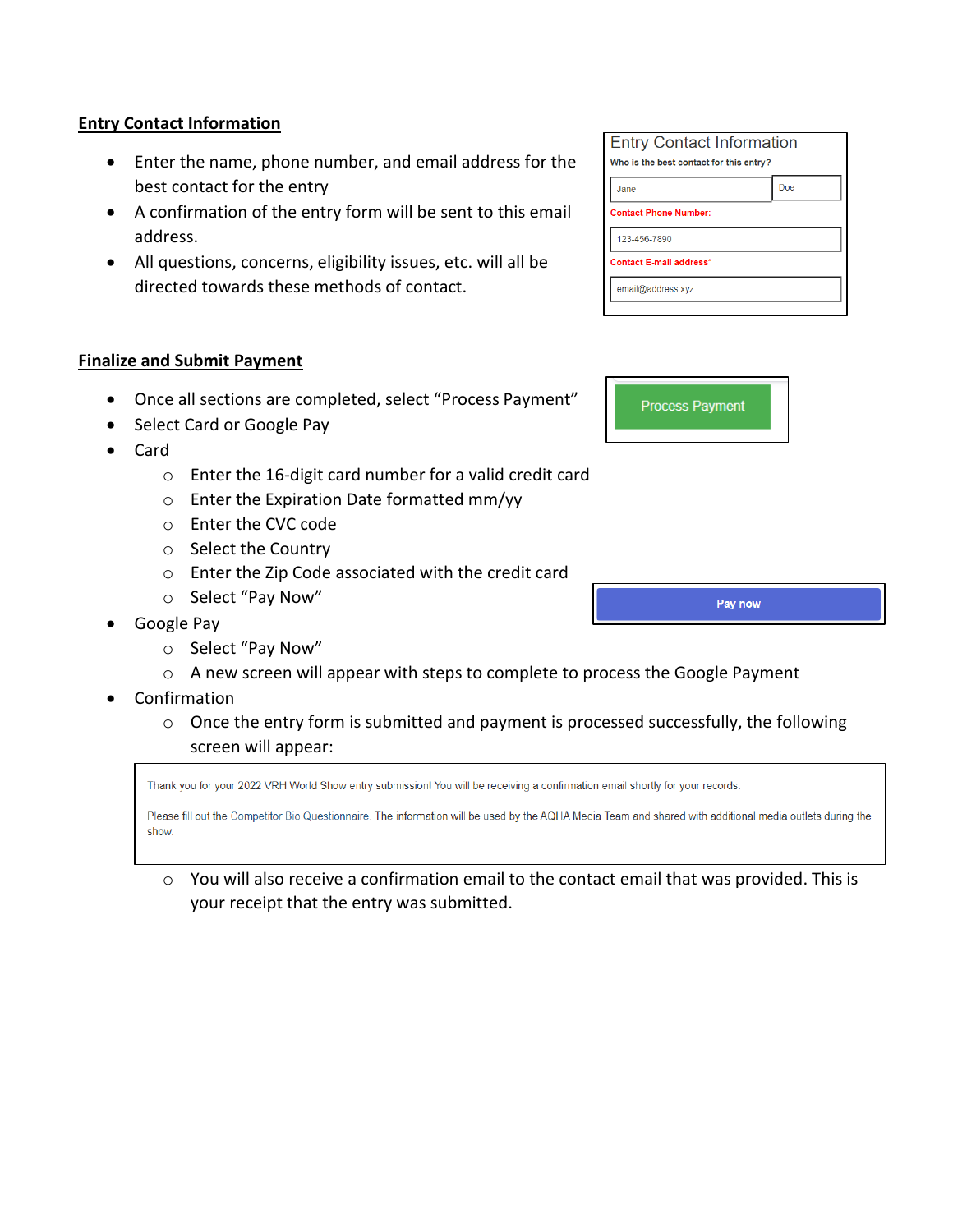## Entry Contact Information

- Enter the name, phone number, and email address for the best contact for the entry
- A confirmation of the entry form will be sent to this email address.
- All questions, concerns, eligibility issues, etc. will all be directed towards these methods of contact.

Entry Contact Information

Who is the best contact for this entry?

Jane | Doe

Contact Phone Number:

123-456-7890

Contact E-mail address*

email@address.xyz

## Finalize and Submit Payment

- Once all sections are completed, select "Process Payment"
- Select Card or Google Pay
- Card
  - Enter the 16-digit card number for a valid credit card
  - Enter the Expiration Date formatted mm/yy
  - Enter the CVC code
  - Select the Country
  - Enter the Zip Code associated with the credit card
  - Select "Pay Now"
- Google Pay
  - Select "Pay Now"
  - A new screen will appear with steps to complete to process the Google Payment
- Confirmation
  - Once the entry form is submitted and payment is processed successfully, the following screen will appear:

Process Payment

Pay now

> Thank you for your 2022 VRH World Show entry submission! You will be receiving a confirmation email shortly for your records.
>
> Please fill out the Competitor Bio Questionnaire. The information will be used by the AQHA Media Team and shared with additional media outlets during the show.

  - You will also receive a confirmation email to the contact email that was provided. This is your receipt that the entry was submitted.